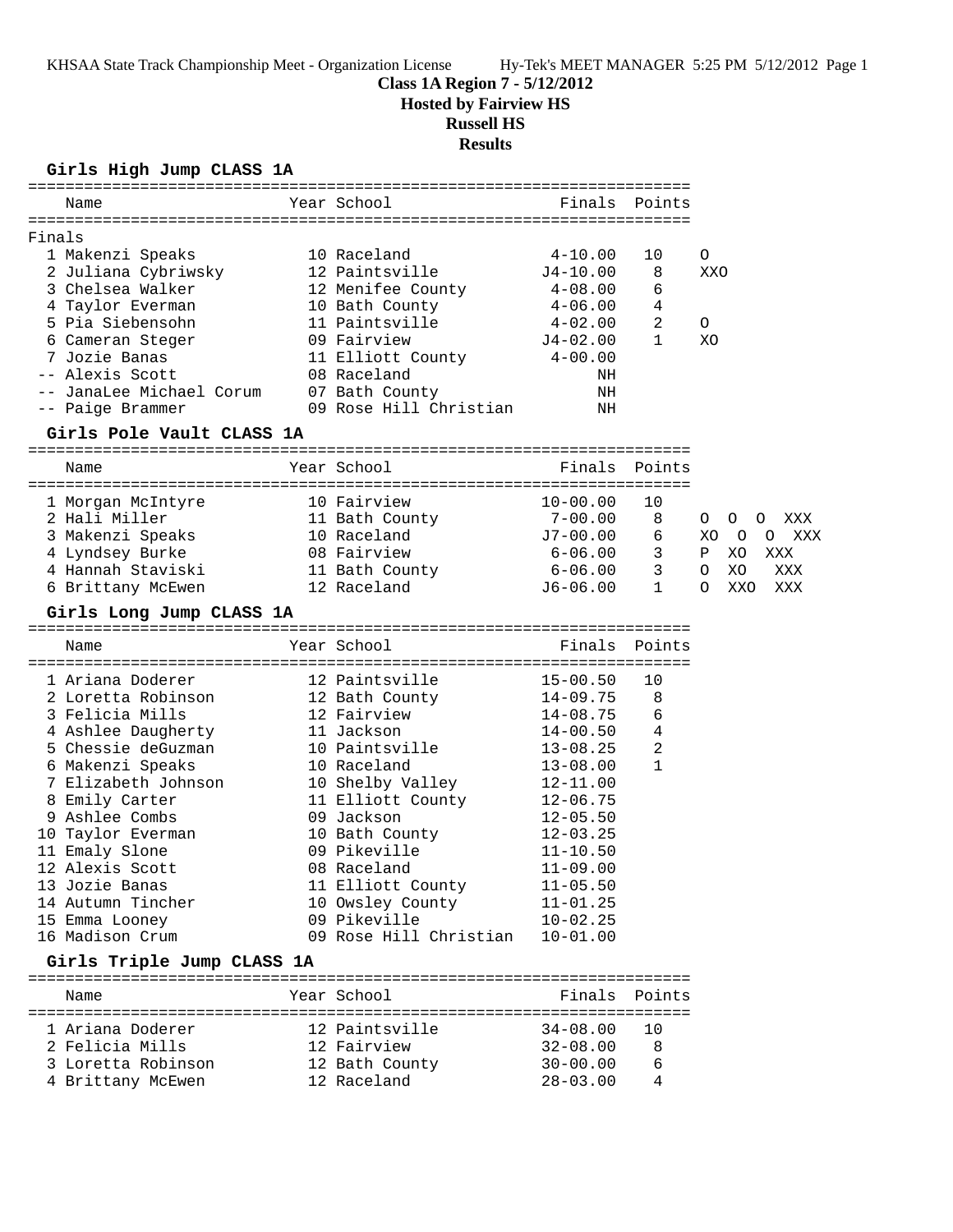KHSAA State Track Championship Meet - Organization License Hy-Tek's MEET MANAGER 5:25 PM 5/12/2012 Page 1

# Class 1A Region 7 - 5/12/2012
## Hosted by Fairview HS
## Russell HS
## Results

### Girls High Jump CLASS 1A

Finals

| | Name | Year | School | Finals | Points | |
|---|---|---|---|---|---|---|
| 1 | Makenzi Speaks | 10 | Raceland | 4-10.00 | 10 | O |
| 2 | Juliana Cybriwsky | 12 | Paintsville | J4-10.00 | 8 | XXO |
| 3 | Chelsea Walker | 12 | Menifee County | 4-08.00 | 6 | |
| 4 | Taylor Everman | 10 | Bath County | 4-06.00 | 4 | |
| 5 | Pia Siebensohn | 11 | Paintsville | 4-02.00 | 2 | O |
| 6 | Cameran Steger | 09 | Fairview | J4-02.00 | 1 | XO |
| 7 | Jozie Banas | 11 | Elliott County | 4-00.00 | | |
| -- | Alexis Scott | 08 | Raceland | NH | | |
| -- | JanaLee Michael Corum | 07 | Bath County | NH | | |
| -- | Paige Brammer | 09 | Rose Hill Christian | NH | | |

### Girls Pole Vault CLASS 1A

| | Name | Year | School | Finals | Points | |
|---|---|---|---|---|---|---|
| 1 | Morgan McIntyre | 10 | Fairview | 10-00.00 | 10 | |
| 2 | Hali Miller | 11 | Bath County | 7-00.00 | 8 | O O O XXX |
| 3 | Makenzi Speaks | 10 | Raceland | J7-00.00 | 6 | XO O O XXX |
| 4 | Lyndsey Burke | 08 | Fairview | 6-06.00 | 3 | P XO XXX |
| 4 | Hannah Staviski | 11 | Bath County | 6-06.00 | 3 | O XO XXX |
| 6 | Brittany McEwen | 12 | Raceland | J6-06.00 | 1 | O XXO XXX |

### Girls Long Jump CLASS 1A

| | Name | Year | School | Finals | Points |
|---|---|---|---|---|---|
| 1 | Ariana Doderer | 12 | Paintsville | 15-00.50 | 10 |
| 2 | Loretta Robinson | 12 | Bath County | 14-09.75 | 8 |
| 3 | Felicia Mills | 12 | Fairview | 14-08.75 | 6 |
| 4 | Ashlee Daugherty | 11 | Jackson | 14-00.50 | 4 |
| 5 | Chessie deGuzman | 10 | Paintsville | 13-08.25 | 2 |
| 6 | Makenzi Speaks | 10 | Raceland | 13-08.00 | 1 |
| 7 | Elizabeth Johnson | 10 | Shelby Valley | 12-11.00 | |
| 8 | Emily Carter | 11 | Elliott County | 12-06.75 | |
| 9 | Ashlee Combs | 09 | Jackson | 12-05.50 | |
| 10 | Taylor Everman | 10 | Bath County | 12-03.25 | |
| 11 | Emaly Slone | 09 | Pikeville | 11-10.50 | |
| 12 | Alexis Scott | 08 | Raceland | 11-09.00 | |
| 13 | Jozie Banas | 11 | Elliott County | 11-05.50 | |
| 14 | Autumn Tincher | 10 | Owsley County | 11-01.25 | |
| 15 | Emma Looney | 09 | Pikeville | 10-02.25 | |
| 16 | Madison Crum | 09 | Rose Hill Christian | 10-01.00 | |

### Girls Triple Jump CLASS 1A

| | Name | Year | School | Finals | Points |
|---|---|---|---|---|---|
| 1 | Ariana Doderer | 12 | Paintsville | 34-08.00 | 10 |
| 2 | Felicia Mills | 12 | Fairview | 32-08.00 | 8 |
| 3 | Loretta Robinson | 12 | Bath County | 30-00.00 | 6 |
| 4 | Brittany McEwen | 12 | Raceland | 28-03.00 | 4 |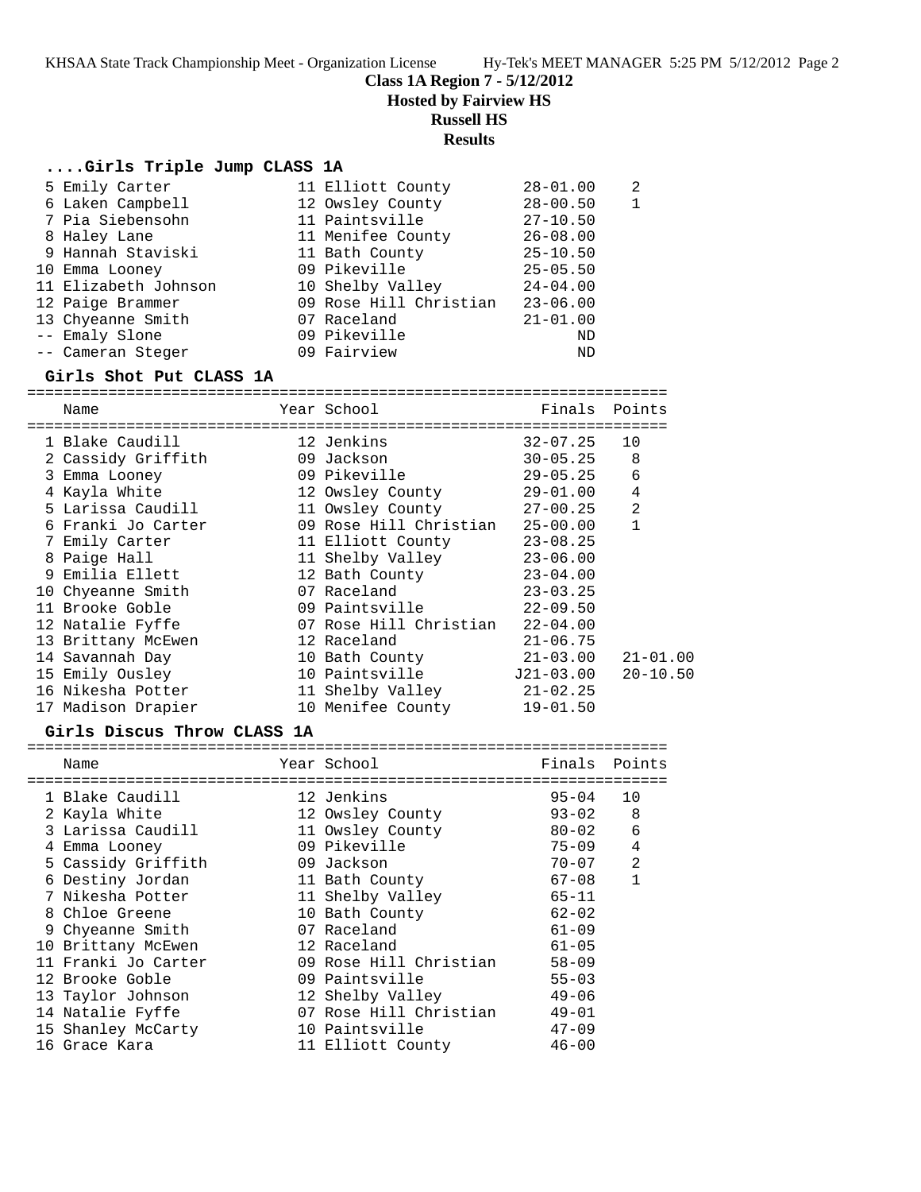**Class 1A Region 7 - 5/12/2012**
**Hosted by Fairview HS**
**Russell HS**
**Results**

### ....Girls Triple Jump CLASS 1A

| Place | Name | Year | School | Finals | Points |
|---|---|---|---|---|---|
| 5 | Emily Carter | 11 | Elliott County | 28-01.00 | 2 |
| 6 | Laken Campbell | 12 | Owsley County | 28-00.50 | 1 |
| 7 | Pia Siebensohn | 11 | Paintsville | 27-10.50 | |
| 8 | Haley Lane | 11 | Menifee County | 26-08.00 | |
| 9 | Hannah Staviski | 11 | Bath County | 25-10.50 | |
| 10 | Emma Looney | 09 | Pikeville | 25-05.50 | |
| 11 | Elizabeth Johnson | 10 | Shelby Valley | 24-04.00 | |
| 12 | Paige Brammer | 09 | Rose Hill Christian | 23-06.00 | |
| 13 | Chyeanne Smith | 07 | Raceland | 21-01.00 | |
| -- | Emaly Slone | 09 | Pikeville | ND | |
| -- | Cameran Steger | 09 | Fairview | ND | |

### Girls Shot Put CLASS 1A

| Place | Name | Year | School | Finals | Points | |
|---|---|---|---|---|---|---|
| 1 | Blake Caudill | 12 | Jenkins | 32-07.25 | 10 | |
| 2 | Cassidy Griffith | 09 | Jackson | 30-05.25 | 8 | |
| 3 | Emma Looney | 09 | Pikeville | 29-05.25 | 6 | |
| 4 | Kayla White | 12 | Owsley County | 29-01.00 | 4 | |
| 5 | Larissa Caudill | 11 | Owsley County | 27-00.25 | 2 | |
| 6 | Franki Jo Carter | 09 | Rose Hill Christian | 25-00.00 | 1 | |
| 7 | Emily Carter | 11 | Elliott County | 23-08.25 | | |
| 8 | Paige Hall | 11 | Shelby Valley | 23-06.00 | | |
| 9 | Emilia Ellett | 12 | Bath County | 23-04.00 | | |
| 10 | Chyeanne Smith | 07 | Raceland | 23-03.25 | | |
| 11 | Brooke Goble | 09 | Paintsville | 22-09.50 | | |
| 12 | Natalie Fyffe | 07 | Rose Hill Christian | 22-04.00 | | |
| 13 | Brittany McEwen | 12 | Raceland | 21-06.75 | | |
| 14 | Savannah Day | 10 | Bath County | 21-03.00 | | 21-01.00 |
| 15 | Emily Ousley | 10 | Paintsville | J21-03.00 | | 20-10.50 |
| 16 | Nikesha Potter | 11 | Shelby Valley | 21-02.25 | | |
| 17 | Madison Drapier | 10 | Menifee County | 19-01.50 | | |

### Girls Discus Throw CLASS 1A

| Place | Name | Year | School | Finals | Points |
|---|---|---|---|---|---|
| 1 | Blake Caudill | 12 | Jenkins | 95-04 | 10 |
| 2 | Kayla White | 12 | Owsley County | 93-02 | 8 |
| 3 | Larissa Caudill | 11 | Owsley County | 80-02 | 6 |
| 4 | Emma Looney | 09 | Pikeville | 75-09 | 4 |
| 5 | Cassidy Griffith | 09 | Jackson | 70-07 | 2 |
| 6 | Destiny Jordan | 11 | Bath County | 67-08 | 1 |
| 7 | Nikesha Potter | 11 | Shelby Valley | 65-11 | |
| 8 | Chloe Greene | 10 | Bath County | 62-02 | |
| 9 | Chyeanne Smith | 07 | Raceland | 61-09 | |
| 10 | Brittany McEwen | 12 | Raceland | 61-05 | |
| 11 | Franki Jo Carter | 09 | Rose Hill Christian | 58-09 | |
| 12 | Brooke Goble | 09 | Paintsville | 55-03 | |
| 13 | Taylor Johnson | 12 | Shelby Valley | 49-06 | |
| 14 | Natalie Fyffe | 07 | Rose Hill Christian | 49-01 | |
| 15 | Shanley McCarty | 10 | Paintsville | 47-09 | |
| 16 | Grace Kara | 11 | Elliott County | 46-00 | |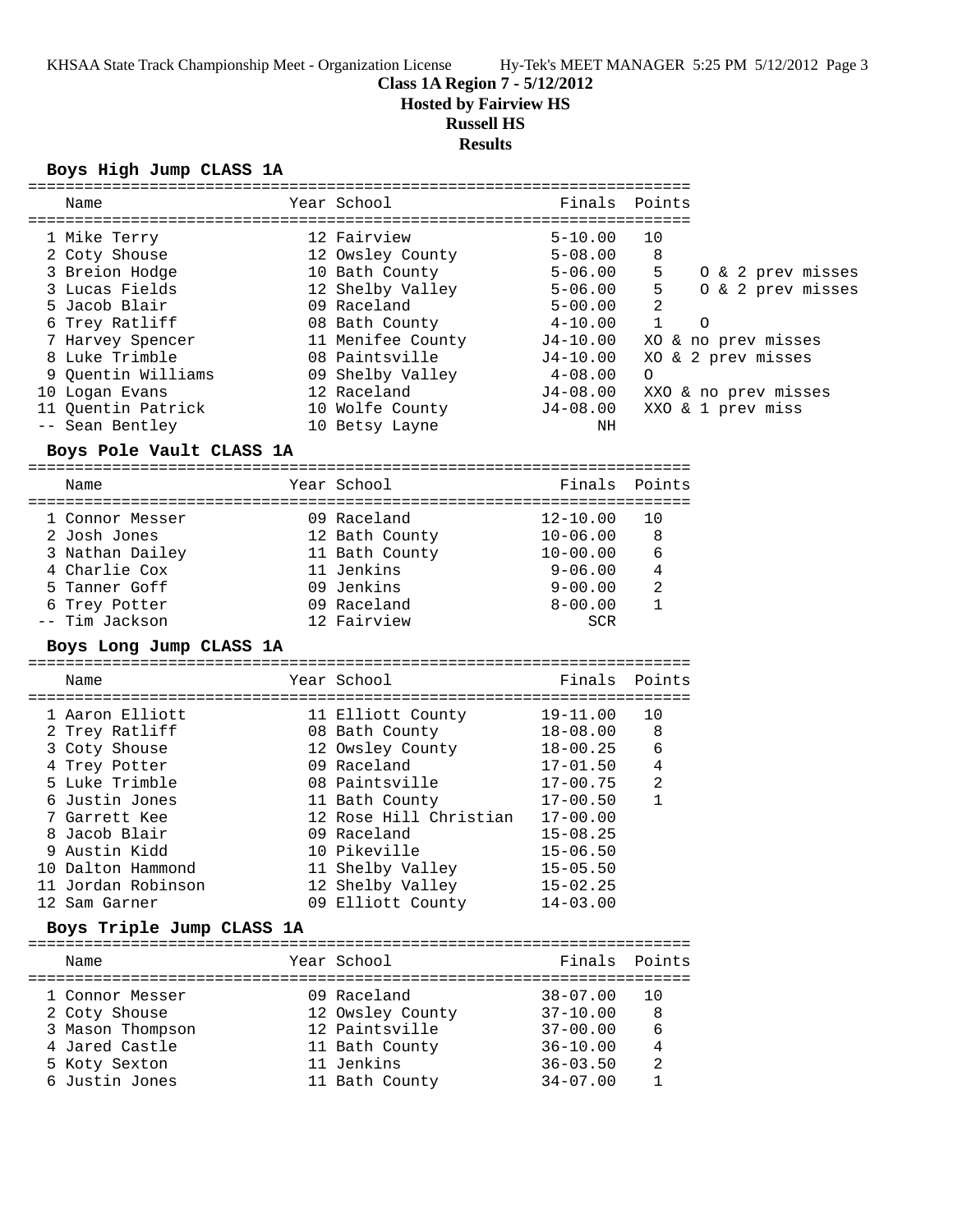## Class 1A Region 7 - 5/12/2012
## Hosted by Fairview HS
## Russell HS
## Results

### Boys High Jump CLASS 1A

| Place | Name | Year | School | Finals | Points | |
|---|---|---|---|---|---|---|
| 1 | Mike Terry | 12 | Fairview | 5-10.00 | 10 | |
| 2 | Coty Shouse | 12 | Owsley County | 5-08.00 | 8 | |
| 3 | Breion Hodge | 10 | Bath County | 5-06.00 | 5 | O & 2 prev misses |
| 3 | Lucas Fields | 12 | Shelby Valley | 5-06.00 | 5 | O & 2 prev misses |
| 5 | Jacob Blair | 09 | Raceland | 5-00.00 | 2 | |
| 6 | Trey Ratliff | 08 | Bath County | 4-10.00 | 1 | O |
| 7 | Harvey Spencer | 11 | Menifee County | J4-10.00 | | XO & no prev misses |
| 8 | Luke Trimble | 08 | Paintsville | J4-10.00 | | XO & 2 prev misses |
| 9 | Quentin Williams | 09 | Shelby Valley | 4-08.00 | | O |
| 10 | Logan Evans | 12 | Raceland | J4-08.00 | | XXO & no prev misses |
| 11 | Quentin Patrick | 10 | Wolfe County | J4-08.00 | | XXO & 1 prev miss |
| -- | Sean Bentley | 10 | Betsy Layne | NH | | |

### Boys Pole Vault CLASS 1A

| Place | Name | Year | School | Finals | Points |
|---|---|---|---|---|---|
| 1 | Connor Messer | 09 | Raceland | 12-10.00 | 10 |
| 2 | Josh Jones | 12 | Bath County | 10-06.00 | 8 |
| 3 | Nathan Dailey | 11 | Bath County | 10-00.00 | 6 |
| 4 | Charlie Cox | 11 | Jenkins | 9-06.00 | 4 |
| 5 | Tanner Goff | 09 | Jenkins | 9-00.00 | 2 |
| 6 | Trey Potter | 09 | Raceland | 8-00.00 | 1 |
| -- | Tim Jackson | 12 | Fairview | SCR | |

### Boys Long Jump CLASS 1A

| Place | Name | Year | School | Finals | Points |
|---|---|---|---|---|---|
| 1 | Aaron Elliott | 11 | Elliott County | 19-11.00 | 10 |
| 2 | Trey Ratliff | 08 | Bath County | 18-08.00 | 8 |
| 3 | Coty Shouse | 12 | Owsley County | 18-00.25 | 6 |
| 4 | Trey Potter | 09 | Raceland | 17-01.50 | 4 |
| 5 | Luke Trimble | 08 | Paintsville | 17-00.75 | 2 |
| 6 | Justin Jones | 11 | Bath County | 17-00.50 | 1 |
| 7 | Garrett Kee | 12 | Rose Hill Christian | 17-00.00 | |
| 8 | Jacob Blair | 09 | Raceland | 15-08.25 | |
| 9 | Austin Kidd | 10 | Pikeville | 15-06.50 | |
| 10 | Dalton Hammond | 11 | Shelby Valley | 15-05.50 | |
| 11 | Jordan Robinson | 12 | Shelby Valley | 15-02.25 | |
| 12 | Sam Garner | 09 | Elliott County | 14-03.00 | |

### Boys Triple Jump CLASS 1A

| Place | Name | Year | School | Finals | Points |
|---|---|---|---|---|---|
| 1 | Connor Messer | 09 | Raceland | 38-07.00 | 10 |
| 2 | Coty Shouse | 12 | Owsley County | 37-10.00 | 8 |
| 3 | Mason Thompson | 12 | Paintsville | 37-00.00 | 6 |
| 4 | Jared Castle | 11 | Bath County | 36-10.00 | 4 |
| 5 | Koty Sexton | 11 | Jenkins | 36-03.50 | 2 |
| 6 | Justin Jones | 11 | Bath County | 34-07.00 | 1 |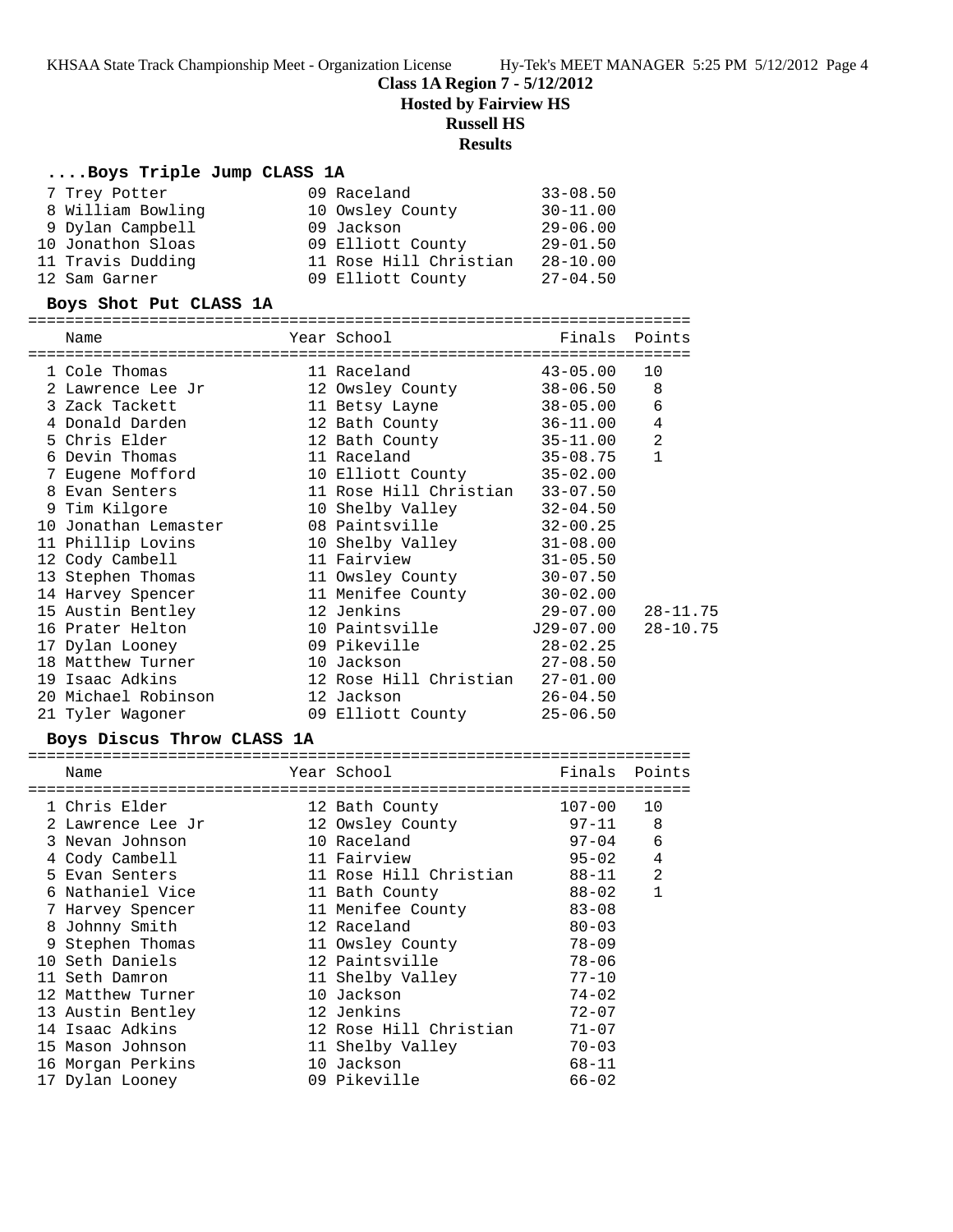**Class 1A Region 7 - 5/12/2012**
**Hosted by Fairview HS**
**Russell HS**
**Results**

### ....Boys Triple Jump CLASS 1A

| Place | Name | Year | School | Finals |
|---|---|---|---|---|
| 7 | Trey Potter | 09 | Raceland | 33-08.50 |
| 8 | William Bowling | 10 | Owsley County | 30-11.00 |
| 9 | Dylan Campbell | 09 | Jackson | 29-06.00 |
| 10 | Jonathon Sloas | 09 | Elliott County | 29-01.50 |
| 11 | Travis Dudding | 11 | Rose Hill Christian | 28-10.00 |
| 12 | Sam Garner | 09 | Elliott County | 27-04.50 |

### Boys Shot Put CLASS 1A

| Place | Name | Year | School | Finals | Points | |
|---|---|---|---|---|---|---|
| 1 | Cole Thomas | 11 | Raceland | 43-05.00 | 10 | |
| 2 | Lawrence Lee Jr | 12 | Owsley County | 38-06.50 | 8 | |
| 3 | Zack Tackett | 11 | Betsy Layne | 38-05.00 | 6 | |
| 4 | Donald Darden | 12 | Bath County | 36-11.00 | 4 | |
| 5 | Chris Elder | 12 | Bath County | 35-11.00 | 2 | |
| 6 | Devin Thomas | 11 | Raceland | 35-08.75 | 1 | |
| 7 | Eugene Mofford | 10 | Elliott County | 35-02.00 | | |
| 8 | Evan Senters | 11 | Rose Hill Christian | 33-07.50 | | |
| 9 | Tim Kilgore | 10 | Shelby Valley | 32-04.50 | | |
| 10 | Jonathan Lemaster | 08 | Paintsville | 32-00.25 | | |
| 11 | Phillip Lovins | 10 | Shelby Valley | 31-08.00 | | |
| 12 | Cody Cambell | 11 | Fairview | 31-05.50 | | |
| 13 | Stephen Thomas | 11 | Owsley County | 30-07.50 | | |
| 14 | Harvey Spencer | 11 | Menifee County | 30-02.00 | | |
| 15 | Austin Bentley | 12 | Jenkins | 29-07.00 | | 28-11.75 |
| 16 | Prater Helton | 10 | Paintsville | J29-07.00 | | 28-10.75 |
| 17 | Dylan Looney | 09 | Pikeville | 28-02.25 | | |
| 18 | Matthew Turner | 10 | Jackson | 27-08.50 | | |
| 19 | Isaac Adkins | 12 | Rose Hill Christian | 27-01.00 | | |
| 20 | Michael Robinson | 12 | Jackson | 26-04.50 | | |
| 21 | Tyler Wagoner | 09 | Elliott County | 25-06.50 | | |

### Boys Discus Throw CLASS 1A

| Place | Name | Year | School | Finals | Points |
|---|---|---|---|---|---|
| 1 | Chris Elder | 12 | Bath County | 107-00 | 10 |
| 2 | Lawrence Lee Jr | 12 | Owsley County | 97-11 | 8 |
| 3 | Nevan Johnson | 10 | Raceland | 97-04 | 6 |
| 4 | Cody Cambell | 11 | Fairview | 95-02 | 4 |
| 5 | Evan Senters | 11 | Rose Hill Christian | 88-11 | 2 |
| 6 | Nathaniel Vice | 11 | Bath County | 88-02 | 1 |
| 7 | Harvey Spencer | 11 | Menifee County | 83-08 | |
| 8 | Johnny Smith | 12 | Raceland | 80-03 | |
| 9 | Stephen Thomas | 11 | Owsley County | 78-09 | |
| 10 | Seth Daniels | 12 | Paintsville | 78-06 | |
| 11 | Seth Damron | 11 | Shelby Valley | 77-10 | |
| 12 | Matthew Turner | 10 | Jackson | 74-02 | |
| 13 | Austin Bentley | 12 | Jenkins | 72-07 | |
| 14 | Isaac Adkins | 12 | Rose Hill Christian | 71-07 | |
| 15 | Mason Johnson | 11 | Shelby Valley | 70-03 | |
| 16 | Morgan Perkins | 10 | Jackson | 68-11 | |
| 17 | Dylan Looney | 09 | Pikeville | 66-02 | |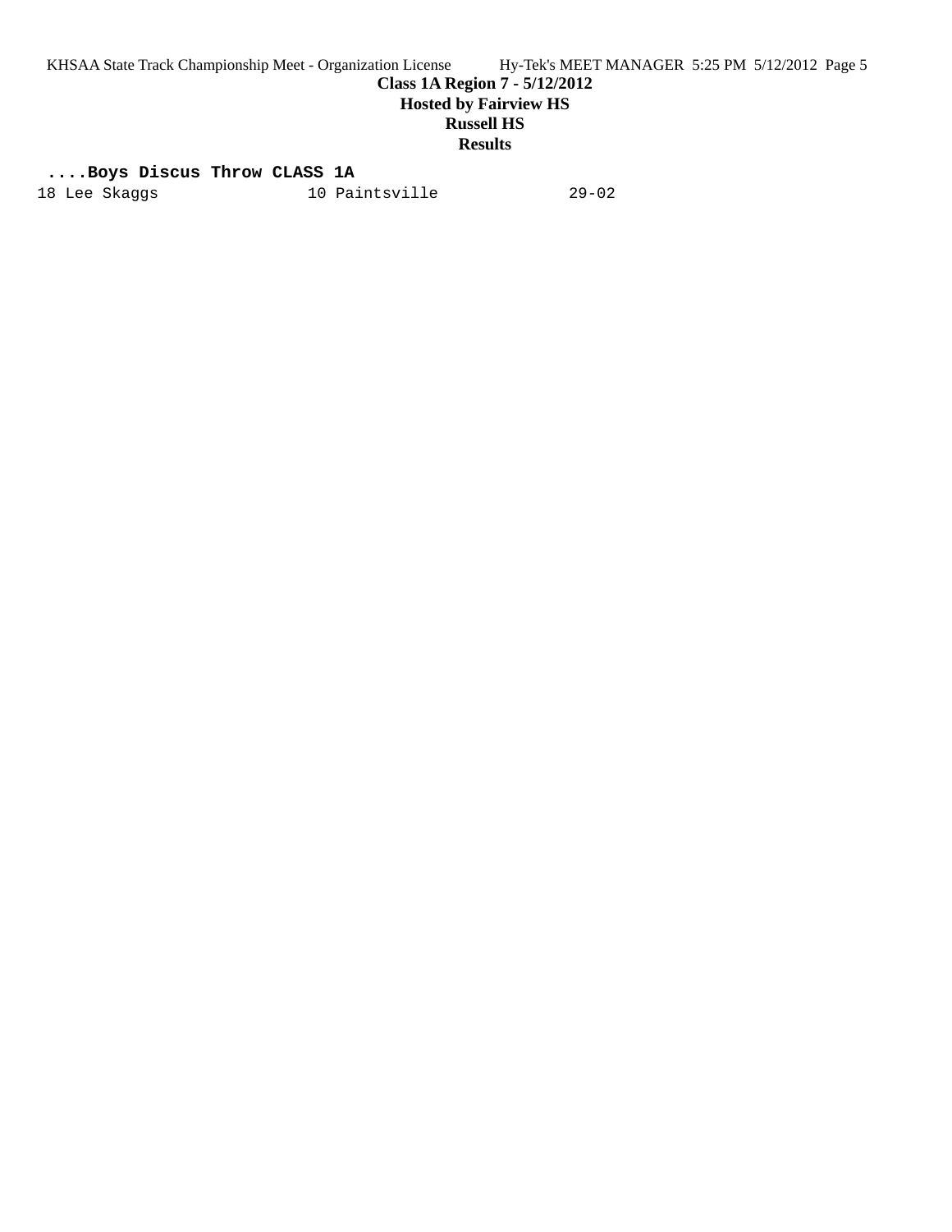**....Boys Discus Throw CLASS 1A**

```
18 Lee Skaggs                10 Paintsville            29-02
```